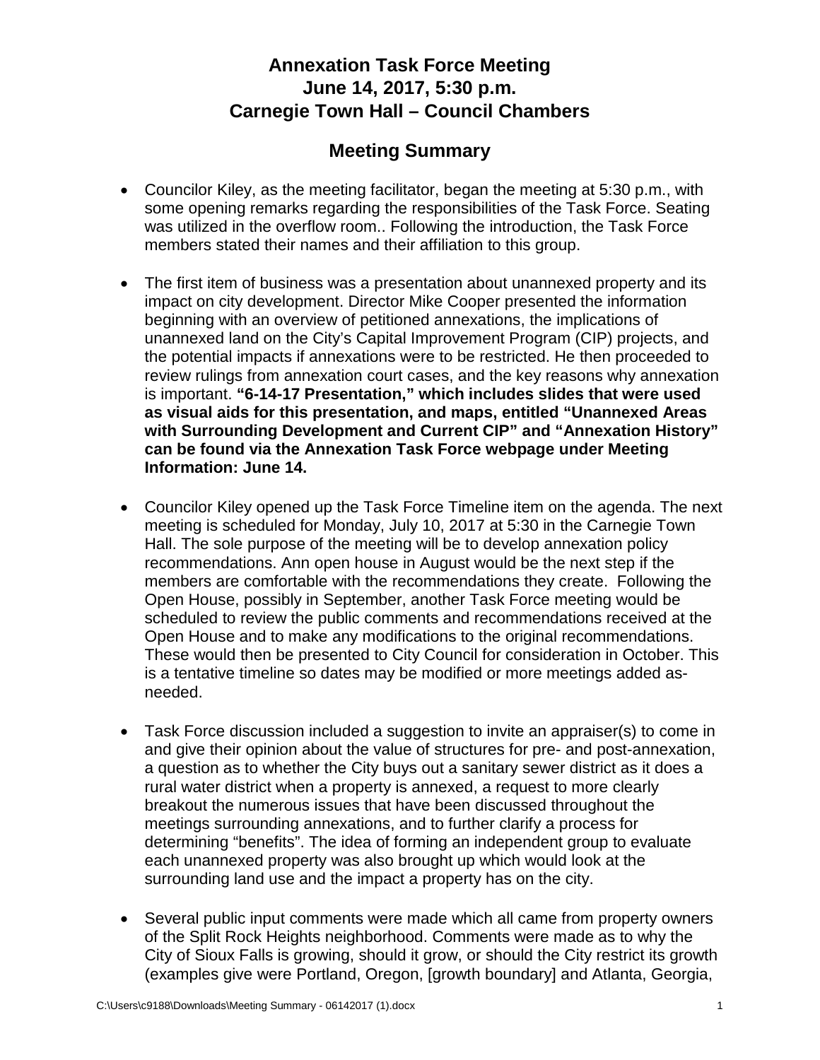# Annexation Task Force Meeting
# June 14, 2017, 5:30 p.m.
# Carnegie Town Hall – Council Chambers

## Meeting Summary

- Councilor Kiley, as the meeting facilitator, began the meeting at 5:30 p.m., with some opening remarks regarding the responsibilities of the Task Force. Seating was utilized in the overflow room.. Following the introduction, the Task Force members stated their names and their affiliation to this group.

- The first item of business was a presentation about unannexed property and its impact on city development. Director Mike Cooper presented the information beginning with an overview of petitioned annexations, the implications of unannexed land on the City's Capital Improvement Program (CIP) projects, and the potential impacts if annexations were to be restricted. He then proceeded to review rulings from annexation court cases, and the key reasons why annexation is important. **"6-14-17 Presentation," which includes slides that were used as visual aids for this presentation, and maps, entitled "Unannexed Areas with Surrounding Development and Current CIP" and "Annexation History" can be found via the Annexation Task Force webpage under Meeting Information: June 14.**

- Councilor Kiley opened up the Task Force Timeline item on the agenda. The next meeting is scheduled for Monday, July 10, 2017 at 5:30 in the Carnegie Town Hall. The sole purpose of the meeting will be to develop annexation policy recommendations. Ann open house in August would be the next step if the members are comfortable with the recommendations they create. Following the Open House, possibly in September, another Task Force meeting would be scheduled to review the public comments and recommendations received at the Open House and to make any modifications to the original recommendations. These would then be presented to City Council for consideration in October. This is a tentative timeline so dates may be modified or more meetings added as-needed.

- Task Force discussion included a suggestion to invite an appraiser(s) to come in and give their opinion about the value of structures for pre- and post-annexation, a question as to whether the City buys out a sanitary sewer district as it does a rural water district when a property is annexed, a request to more clearly breakout the numerous issues that have been discussed throughout the meetings surrounding annexations, and to further clarify a process for determining "benefits". The idea of forming an independent group to evaluate each unannexed property was also brought up which would look at the surrounding land use and the impact a property has on the city.

- Several public input comments were made which all came from property owners of the Split Rock Heights neighborhood. Comments were made as to why the City of Sioux Falls is growing, should it grow, or should the City restrict its growth (examples give were Portland, Oregon, [growth boundary] and Atlanta, Georgia,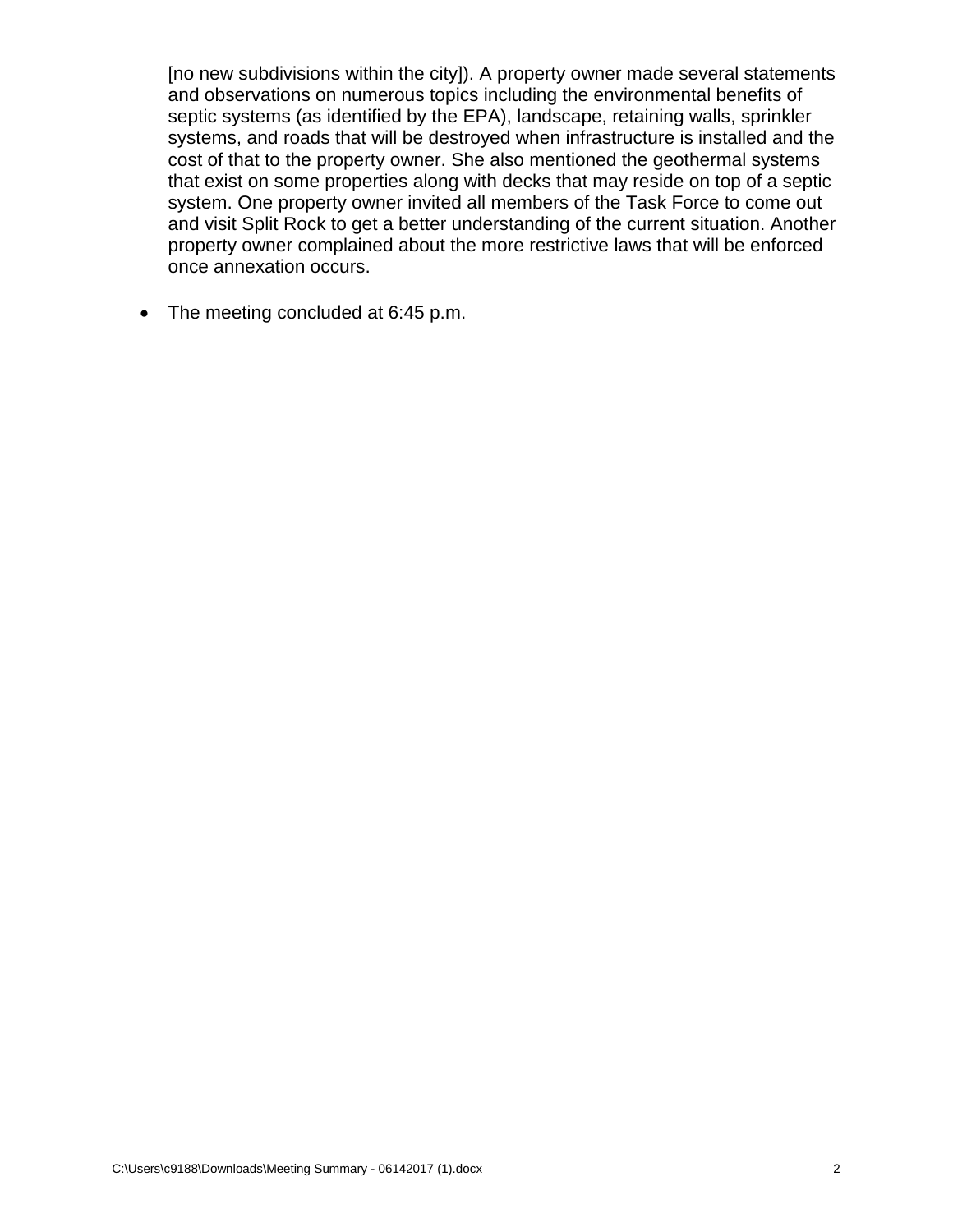[no new subdivisions within the city]). A property owner made several statements and observations on numerous topics including the environmental benefits of septic systems (as identified by the EPA), landscape, retaining walls, sprinkler systems, and roads that will be destroyed when infrastructure is installed and the cost of that to the property owner. She also mentioned the geothermal systems that exist on some properties along with decks that may reside on top of a septic system. One property owner invited all members of the Task Force to come out and visit Split Rock to get a better understanding of the current situation. Another property owner complained about the more restrictive laws that will be enforced once annexation occurs.

- The meeting concluded at 6:45 p.m.